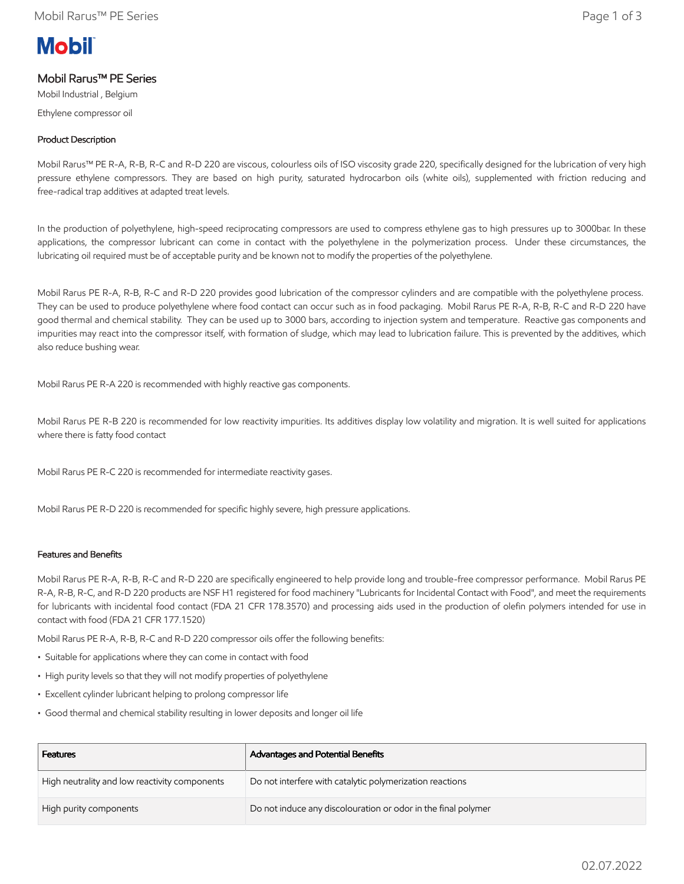# Mobil Rarus™ PE Series

Mobil Industrial , Belgium

Ethylene compressor oil

## Product Description

Mobil Rarus™ PE R-A, R-B, R-C and R-D 220 are viscous, colourless oils of ISO viscosity grade 220, specifically designed for the lubrication of very high pressure ethylene compressors. They are based on high purity, saturated hydrocarbon oils (white oils), supplemented with friction reducing and free-radical trap additives at adapted treat levels.

In the production of polyethylene, high-speed reciprocating compressors are used to compress ethylene gas to high pressures up to 3000bar. In these applications, the compressor lubricant can come in contact with the polyethylene in the polymerization process. Under these circumstances, the lubricating oil required must be of acceptable purity and be known not to modify the properties of the polyethylene.

Mobil Rarus PE R-A, R-B, R-C and R-D 220 provides good lubrication of the compressor cylinders and are compatible with the polyethylene process. They can be used to produce polyethylene where food contact can occur such as in food packaging. Mobil Rarus PE R-A, R-B, R-C and R-D 220 have good thermal and chemical stability. They can be used up to 3000 bars, according to injection system and temperature. Reactive gas components and impurities may react into the compressor itself, with formation of sludge, which may lead to lubrication failure. This is prevented by the additives, which also reduce bushing wear.

Mobil Rarus PE R-A 220 is recommended with highly reactive gas components.

Mobil Rarus PE R-B 220 is recommended for low reactivity impurities. Its additives display low volatility and migration. It is well suited for applications where there is fatty food contact

Mobil Rarus PE R-C 220 is recommended for intermediate reactivity gases.

Mobil Rarus PE R-D 220 is recommended for specific highly severe, high pressure applications.

## Features and Benefits

Mobil Rarus PE R-A, R-B, R-C and R-D 220 are specifically engineered to help provide long and trouble-free compressor performance. Mobil Rarus PE R-A, R-B, R-C, and R-D 220 products are NSF H1 registered for food machinery "Lubricants for Incidental Contact with Food", and meet the requirements for lubricants with incidental food contact (FDA 21 CFR 178.3570) and processing aids used in the production of olefin polymers intended for use in contact with food (FDA 21 CFR 177.1520)

Mobil Rarus PE R-A, R-B, R-C and R-D 220 compressor oils offer the following benefits:

- Suitable for applications where they can come in contact with food
- High purity levels so that they will not modify properties of polyethylene
- Excellent cylinder lubricant helping to prolong compressor life
- Good thermal and chemical stability resulting in lower deposits and longer oil life

| Features | Advantages and Potential Benefits |
|---|---|
| High neutrality and low reactivity components | Do not interfere with catalytic polymerization reactions |
| High purity components | Do not induce any discolouration or odor in the final polymer |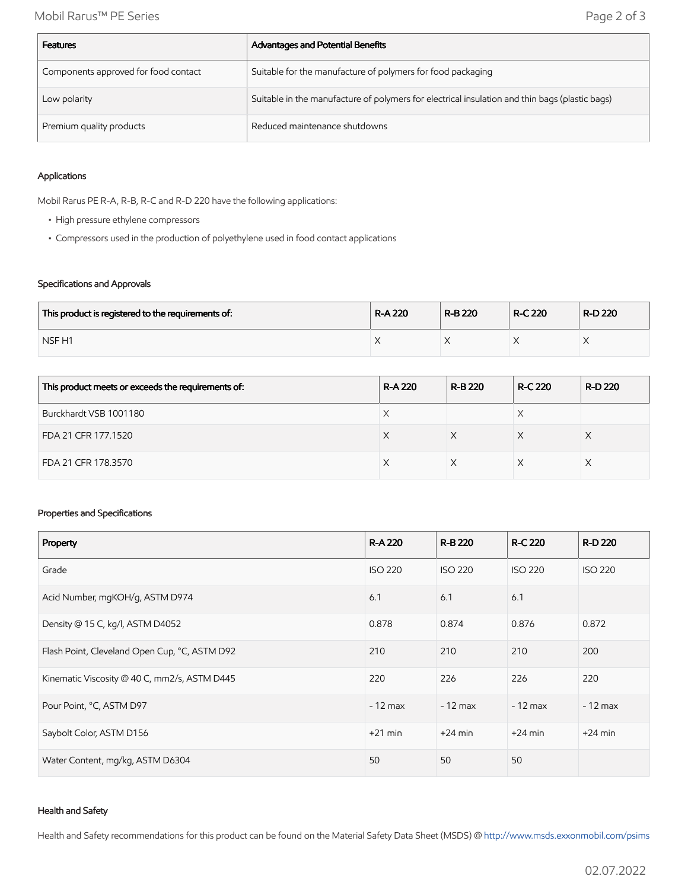| Features | Advantages and Potential Benefits |
|---|---|
| Components approved for food contact | Suitable for the manufacture of polymers for food packaging |
| Low polarity | Suitable in the manufacture of polymers for electrical insulation and thin bags (plastic bags) |
| Premium quality products | Reduced maintenance shutdowns |

### Applications

Mobil Rarus PE R-A, R-B, R-C and R-D 220 have the following applications:

- High pressure ethylene compressors
- Compressors used in the production of polyethylene used in food contact applications

### Specifications and Approvals

| This product is registered to the requirements of: | R-A 220 | R-B 220 | R-C 220 | R-D 220 |
|---|---|---|---|---|
| NSF H1 | X | X | X | X |

| This product meets or exceeds the requirements of: | R-A 220 | R-B 220 | R-C 220 | R-D 220 |
|---|---|---|---|---|
| Burckhardt VSB 1001180 | X | | X | |
| FDA 21 CFR 177.1520 | X | X | X | X |
| FDA 21 CFR 178.3570 | X | X | X | X |

### Properties and Specifications

| Property | R-A 220 | R-B 220 | R-C 220 | R-D 220 |
|---|---|---|---|---|
| Grade | ISO 220 | ISO 220 | ISO 220 | ISO 220 |
| Acid Number, mgKOH/g, ASTM D974 | 6.1 | 6.1 | 6.1 | |
| Density @ 15 C, kg/l, ASTM D4052 | 0.878 | 0.874 | 0.876 | 0.872 |
| Flash Point, Cleveland Open Cup, °C, ASTM D92 | 210 | 210 | 210 | 200 |
| Kinematic Viscosity @ 40 C, mm2/s, ASTM D445 | 220 | 226 | 226 | 220 |
| Pour Point, °C, ASTM D97 | - 12 max | - 12 max | - 12 max | - 12 max |
| Saybolt Color, ASTM D156 | +21 min | +24 min | +24 min | +24 min |
| Water Content, mg/kg, ASTM D6304 | 50 | 50 | 50 | |

### Health and Safety

Health and Safety recommendations for this product can be found on the Material Safety Data Sheet (MSDS) @ http://www.msds.exxonmobil.com/psims

02.07.2022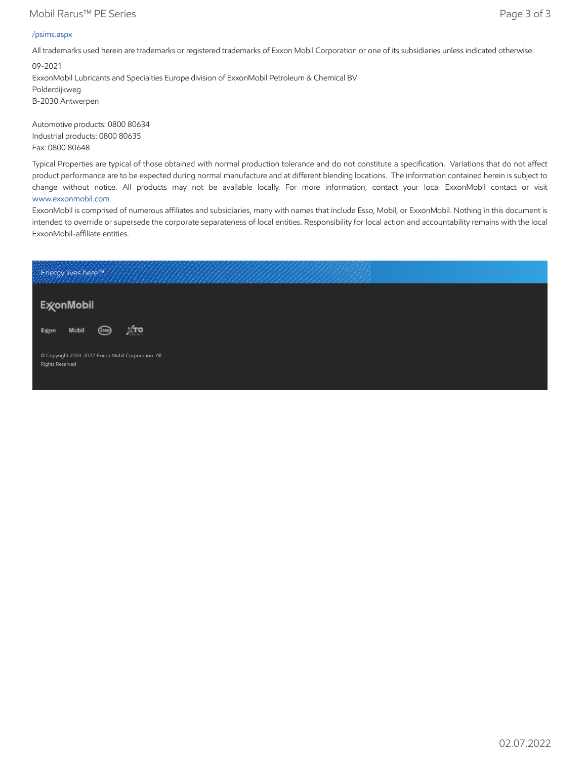/psims.aspx

All trademarks used herein are trademarks or registered trademarks of Exxon Mobil Corporation or one of its subsidiaries unless indicated otherwise.

09-2021
ExxonMobil Lubricants and Specialties Europe division of ExxonMobil Petroleum & Chemical BV
Polderdijkweg
B-2030 Antwerpen

Automotive products: 0800 80634
Industrial products: 0800 80635
Fax: 0800 80648

Typical Properties are typical of those obtained with normal production tolerance and do not constitute a specification. Variations that do not affect product performance are to be expected during normal manufacture and at different blending locations. The information contained herein is subject to change without notice. All products may not be available locally. For more information, contact your local ExxonMobil contact or visit www.exxonmobil.com

ExxonMobil is comprised of numerous affiliates and subsidiaries, many with names that include Esso, Mobil, or ExxonMobil. Nothing in this document is intended to override or supersede the corporate separateness of local entities. Responsibility for local action and accountability remains with the local ExxonMobil-affiliate entities.

Energy lives here™

ExxonMobil

Exxon Mobil Esso XTO

© Copyright 2003-2022 Exxon Mobil Corporation. All Rights Reserved